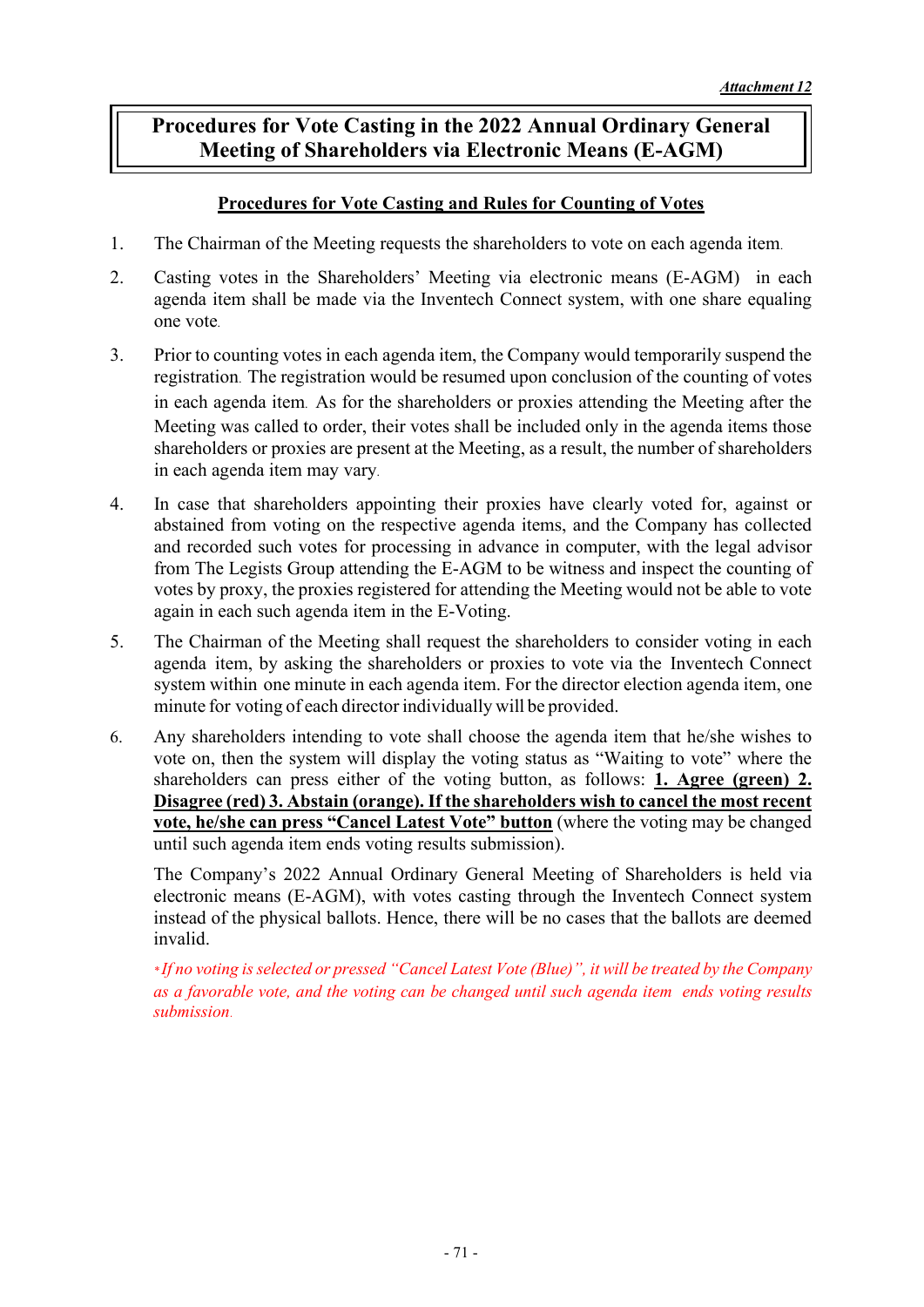*Attachment 12*

# Procedures for Vote Casting in the 2022 Annual Ordinary General Meeting of Shareholders via Electronic Means (E-AGM)

## Procedures for Vote Casting and Rules for Counting of Votes

1. The Chairman of the Meeting requests the shareholders to vote on each agenda item.
2. Casting votes in the Shareholders' Meeting via electronic means (E-AGM) in each agenda item shall be made via the Inventech Connect system, with one share equaling one vote.
3. Prior to counting votes in each agenda item, the Company would temporarily suspend the registration. The registration would be resumed upon conclusion of the counting of votes in each agenda item. As for the shareholders or proxies attending the Meeting after the Meeting was called to order, their votes shall be included only in the agenda items those shareholders or proxies are present at the Meeting, as a result, the number of shareholders in each agenda item may vary.
4. In case that shareholders appointing their proxies have clearly voted for, against or abstained from voting on the respective agenda items, and the Company has collected and recorded such votes for processing in advance in computer, with the legal advisor from The Legists Group attending the E-AGM to be witness and inspect the counting of votes by proxy, the proxies registered for attending the Meeting would not be able to vote again in each such agenda item in the E-Voting.
5. The Chairman of the Meeting shall request the shareholders to consider voting in each agenda item, by asking the shareholders or proxies to vote via the Inventech Connect system within one minute in each agenda item. For the director election agenda item, one minute for voting of each director individually will be provided.
6. Any shareholders intending to vote shall choose the agenda item that he/she wishes to vote on, then the system will display the voting status as "Waiting to vote" where the shareholders can press either of the voting button, as follows: **1. Agree (green) 2. Disagree (red) 3. Abstain (orange). If the shareholders wish to cancel the most recent vote, he/she can press "Cancel Latest Vote" button** (where the voting may be changed until such agenda item ends voting results submission).

   The Company's 2022 Annual Ordinary General Meeting of Shareholders is held via electronic means (E-AGM), with votes casting through the Inventech Connect system instead of the physical ballots. Hence, there will be no cases that the ballots are deemed invalid.

   *\*If no voting is selected or pressed "Cancel Latest Vote (Blue)", it will be treated by the Company as a favorable vote, and the voting can be changed until such agenda item ends voting results submission.*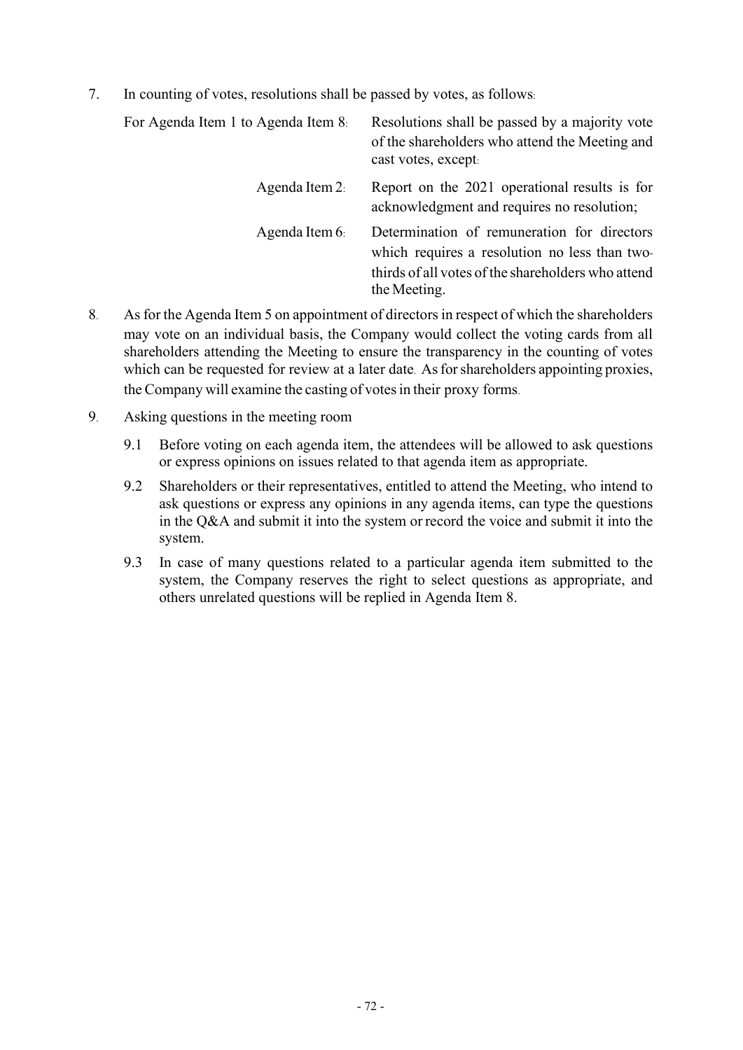7. In counting of votes, resolutions shall be passed by votes, as follows:

| | |
|---|---|
| For Agenda Item 1 to Agenda Item 8: | Resolutions shall be passed by a majority vote of the shareholders who attend the Meeting and cast votes, except: |
| Agenda Item 2: | Report on the 2021 operational results is for acknowledgment and requires no resolution; |
| Agenda Item 6: | Determination of remuneration for directors which requires a resolution no less than two-thirds of all votes of the shareholders who attend the Meeting. |

8. As for the Agenda Item 5 on appointment of directors in respect of which the shareholders may vote on an individual basis, the Company would collect the voting cards from all shareholders attending the Meeting to ensure the transparency in the counting of votes which can be requested for review at a later date. As for shareholders appointing proxies, the Company will examine the casting of votes in their proxy forms.

9. Asking questions in the meeting room

   9.1 Before voting on each agenda item, the attendees will be allowed to ask questions or express opinions on issues related to that agenda item as appropriate.

   9.2 Shareholders or their representatives, entitled to attend the Meeting, who intend to ask questions or express any opinions in any agenda items, can type the questions in the Q&A and submit it into the system or record the voice and submit it into the system.

   9.3 In case of many questions related to a particular agenda item submitted to the system, the Company reserves the right to select questions as appropriate, and others unrelated questions will be replied in Agenda Item 8.